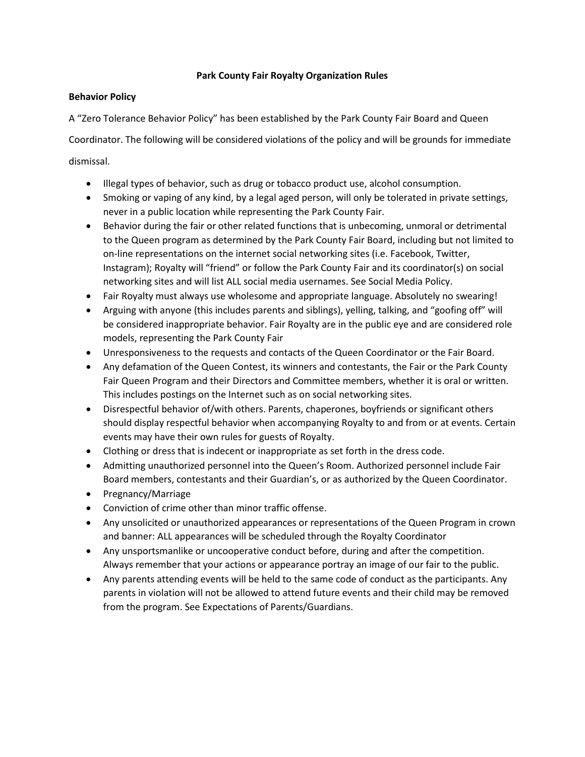**Park County Fair Royalty Organization Rules**

**Behavior Policy**

A "Zero Tolerance Behavior Policy" has been established by the Park County Fair Board and Queen Coordinator. The following will be considered violations of the policy and will be grounds for immediate dismissal.

- Illegal types of behavior, such as drug or tobacco product use, alcohol consumption.
- Smoking or vaping of any kind, by a legal aged person, will only be tolerated in private settings, never in a public location while representing the Park County Fair.
- Behavior during the fair or other related functions that is unbecoming, unmoral or detrimental to the Queen program as determined by the Park County Fair Board, including but not limited to on-line representations on the internet social networking sites (i.e. Facebook, Twitter, Instagram); Royalty will "friend" or follow the Park County Fair and its coordinator(s) on social networking sites and will list ALL social media usernames. See Social Media Policy.
- Fair Royalty must always use wholesome and appropriate language. Absolutely no swearing!
- Arguing with anyone (this includes parents and siblings), yelling, talking, and "goofing off" will be considered inappropriate behavior. Fair Royalty are in the public eye and are considered role models, representing the Park County Fair
- Unresponsiveness to the requests and contacts of the Queen Coordinator or the Fair Board.
- Any defamation of the Queen Contest, its winners and contestants, the Fair or the Park County Fair Queen Program and their Directors and Committee members, whether it is oral or written. This includes postings on the Internet such as on social networking sites.
- Disrespectful behavior of/with others. Parents, chaperones, boyfriends or significant others should display respectful behavior when accompanying Royalty to and from or at events. Certain events may have their own rules for guests of Royalty.
- Clothing or dress that is indecent or inappropriate as set forth in the dress code.
- Admitting unauthorized personnel into the Queen's Room. Authorized personnel include Fair Board members, contestants and their Guardian's, or as authorized by the Queen Coordinator.
- Pregnancy/Marriage
- Conviction of crime other than minor traffic offense.
- Any unsolicited or unauthorized appearances or representations of the Queen Program in crown and banner: ALL appearances will be scheduled through the Royalty Coordinator
- Any unsportsmanlike or uncooperative conduct before, during and after the competition. Always remember that your actions or appearance portray an image of our fair to the public.
- Any parents attending events will be held to the same code of conduct as the participants. Any parents in violation will not be allowed to attend future events and their child may be removed from the program. See Expectations of Parents/Guardians.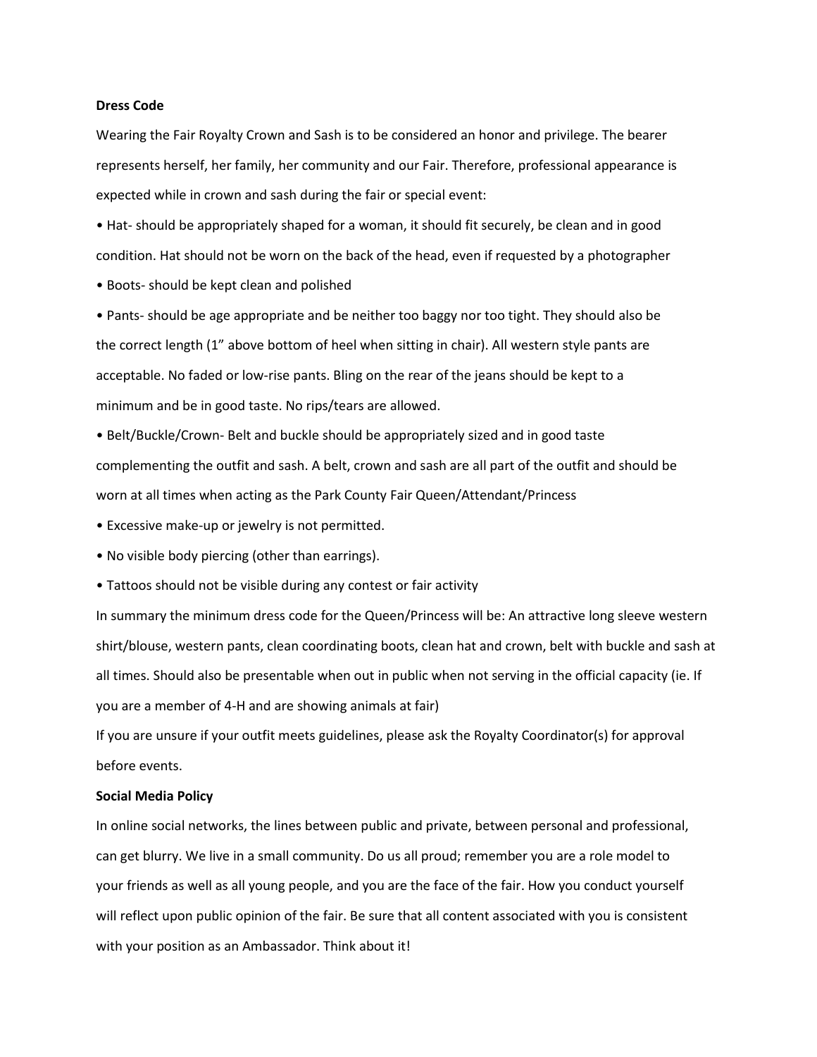**Dress Code**

Wearing the Fair Royalty Crown and Sash is to be considered an honor and privilege. The bearer represents herself, her family, her community and our Fair. Therefore, professional appearance is expected while in crown and sash during the fair or special event:

- Hat- should be appropriately shaped for a woman, it should fit securely, be clean and in good condition. Hat should not be worn on the back of the head, even if requested by a photographer
- Boots- should be kept clean and polished
- Pants- should be age appropriate and be neither too baggy nor too tight. They should also be the correct length (1" above bottom of heel when sitting in chair). All western style pants are acceptable. No faded or low-rise pants. Bling on the rear of the jeans should be kept to a minimum and be in good taste. No rips/tears are allowed.
- Belt/Buckle/Crown- Belt and buckle should be appropriately sized and in good taste complementing the outfit and sash. A belt, crown and sash are all part of the outfit and should be worn at all times when acting as the Park County Fair Queen/Attendant/Princess
- Excessive make-up or jewelry is not permitted.
- No visible body piercing (other than earrings).
- Tattoos should not be visible during any contest or fair activity

In summary the minimum dress code for the Queen/Princess will be: An attractive long sleeve western shirt/blouse, western pants, clean coordinating boots, clean hat and crown, belt with buckle and sash at all times. Should also be presentable when out in public when not serving in the official capacity (ie. If you are a member of 4-H and are showing animals at fair)

If you are unsure if your outfit meets guidelines, please ask the Royalty Coordinator(s) for approval before events.

**Social Media Policy**

In online social networks, the lines between public and private, between personal and professional, can get blurry. We live in a small community. Do us all proud; remember you are a role model to your friends as well as all young people, and you are the face of the fair. How you conduct yourself will reflect upon public opinion of the fair. Be sure that all content associated with you is consistent with your position as an Ambassador. Think about it!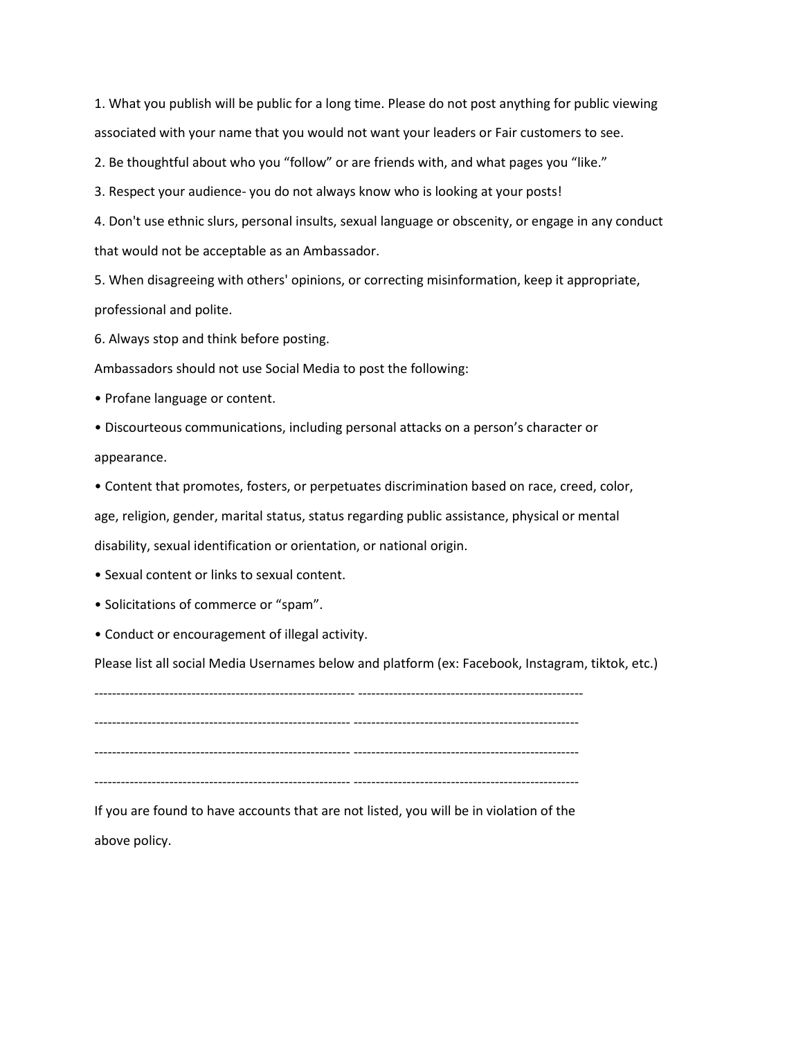1. What you publish will be public for a long time. Please do not post anything for public viewing associated with your name that you would not want your leaders or Fair customers to see.
2. Be thoughtful about who you "follow" or are friends with, and what pages you "like."
3. Respect your audience- you do not always know who is looking at your posts!
4. Don't use ethnic slurs, personal insults, sexual language or obscenity, or engage in any conduct that would not be acceptable as an Ambassador.
5. When disagreeing with others' opinions, or correcting misinformation, keep it appropriate, professional and polite.
6. Always stop and think before posting.

Ambassadors should not use Social Media to post the following:

- Profane language or content.
- Discourteous communications, including personal attacks on a person's character or appearance.
- Content that promotes, fosters, or perpetuates discrimination based on race, creed, color, age, religion, gender, marital status, status regarding public assistance, physical or mental disability, sexual identification or orientation, or national origin.
- Sexual content or links to sexual content.
- Solicitations of commerce or "spam".
- Conduct or encouragement of illegal activity.

Please list all social Media Usernames below and platform (ex: Facebook, Instagram, tiktok, etc.)

---------------------------------------------------------- --------------------------------------------------

---------------------------------------------------------- --------------------------------------------------

---------------------------------------------------------- --------------------------------------------------

---------------------------------------------------------- --------------------------------------------------

If you are found to have accounts that are not listed, you will be in violation of the above policy.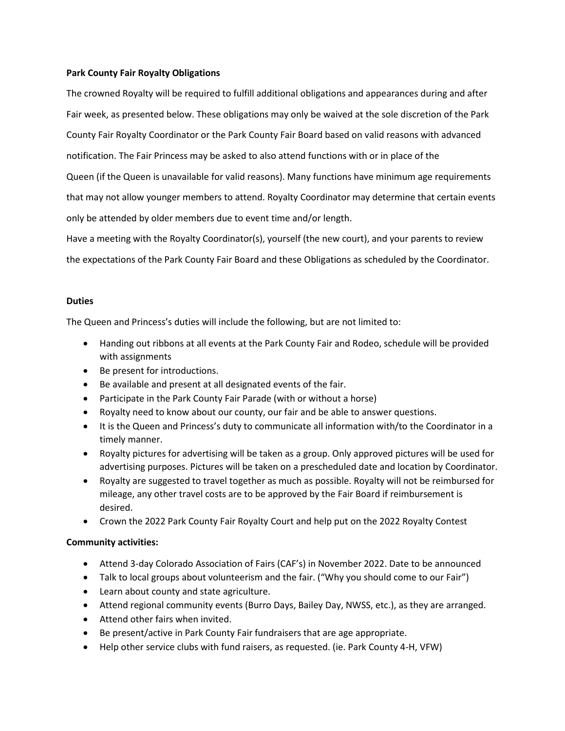**Park County Fair Royalty Obligations**

The crowned Royalty will be required to fulfill additional obligations and appearances during and after Fair week, as presented below. These obligations may only be waived at the sole discretion of the Park County Fair Royalty Coordinator or the Park County Fair Board based on valid reasons with advanced notification. The Fair Princess may be asked to also attend functions with or in place of the Queen (if the Queen is unavailable for valid reasons). Many functions have minimum age requirements that may not allow younger members to attend. Royalty Coordinator may determine that certain events only be attended by older members due to event time and/or length.

Have a meeting with the Royalty Coordinator(s), yourself (the new court), and your parents to review the expectations of the Park County Fair Board and these Obligations as scheduled by the Coordinator.

**Duties**

The Queen and Princess's duties will include the following, but are not limited to:

- Handing out ribbons at all events at the Park County Fair and Rodeo, schedule will be provided with assignments
- Be present for introductions.
- Be available and present at all designated events of the fair.
- Participate in the Park County Fair Parade (with or without a horse)
- Royalty need to know about our county, our fair and be able to answer questions.
- It is the Queen and Princess's duty to communicate all information with/to the Coordinator in a timely manner.
- Royalty pictures for advertising will be taken as a group. Only approved pictures will be used for advertising purposes. Pictures will be taken on a prescheduled date and location by Coordinator.
- Royalty are suggested to travel together as much as possible. Royalty will not be reimbursed for mileage, any other travel costs are to be approved by the Fair Board if reimbursement is desired.
- Crown the 2022 Park County Fair Royalty Court and help put on the 2022 Royalty Contest

**Community activities:**

- Attend 3-day Colorado Association of Fairs (CAF's) in November 2022. Date to be announced
- Talk to local groups about volunteerism and the fair. ("Why you should come to our Fair")
- Learn about county and state agriculture.
- Attend regional community events (Burro Days, Bailey Day, NWSS, etc.), as they are arranged.
- Attend other fairs when invited.
- Be present/active in Park County Fair fundraisers that are age appropriate.
- Help other service clubs with fund raisers, as requested. (ie. Park County 4-H, VFW)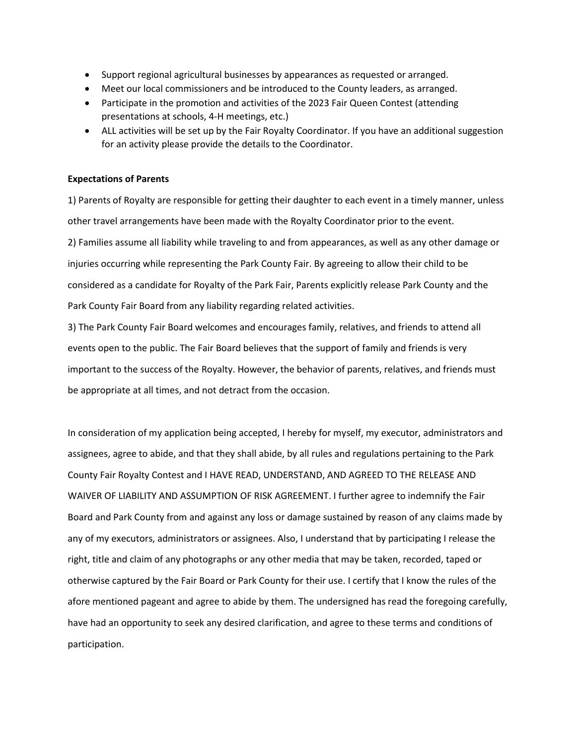- Support regional agricultural businesses by appearances as requested or arranged.
- Meet our local commissioners and be introduced to the County leaders, as arranged.
- Participate in the promotion and activities of the 2023 Fair Queen Contest (attending presentations at schools, 4-H meetings, etc.)
- ALL activities will be set up by the Fair Royalty Coordinator. If you have an additional suggestion for an activity please provide the details to the Coordinator.

**Expectations of Parents**

1) Parents of Royalty are responsible for getting their daughter to each event in a timely manner, unless other travel arrangements have been made with the Royalty Coordinator prior to the event.

2) Families assume all liability while traveling to and from appearances, as well as any other damage or injuries occurring while representing the Park County Fair. By agreeing to allow their child to be considered as a candidate for Royalty of the Park Fair, Parents explicitly release Park County and the Park County Fair Board from any liability regarding related activities.

3) The Park County Fair Board welcomes and encourages family, relatives, and friends to attend all events open to the public. The Fair Board believes that the support of family and friends is very important to the success of the Royalty. However, the behavior of parents, relatives, and friends must be appropriate at all times, and not detract from the occasion.

In consideration of my application being accepted, I hereby for myself, my executor, administrators and assignees, agree to abide, and that they shall abide, by all rules and regulations pertaining to the Park County Fair Royalty Contest and I HAVE READ, UNDERSTAND, AND AGREED TO THE RELEASE AND WAIVER OF LIABILITY AND ASSUMPTION OF RISK AGREEMENT. I further agree to indemnify the Fair Board and Park County from and against any loss or damage sustained by reason of any claims made by any of my executors, administrators or assignees. Also, I understand that by participating I release the right, title and claim of any photographs or any other media that may be taken, recorded, taped or otherwise captured by the Fair Board or Park County for their use. I certify that I know the rules of the afore mentioned pageant and agree to abide by them. The undersigned has read the foregoing carefully, have had an opportunity to seek any desired clarification, and agree to these terms and conditions of participation.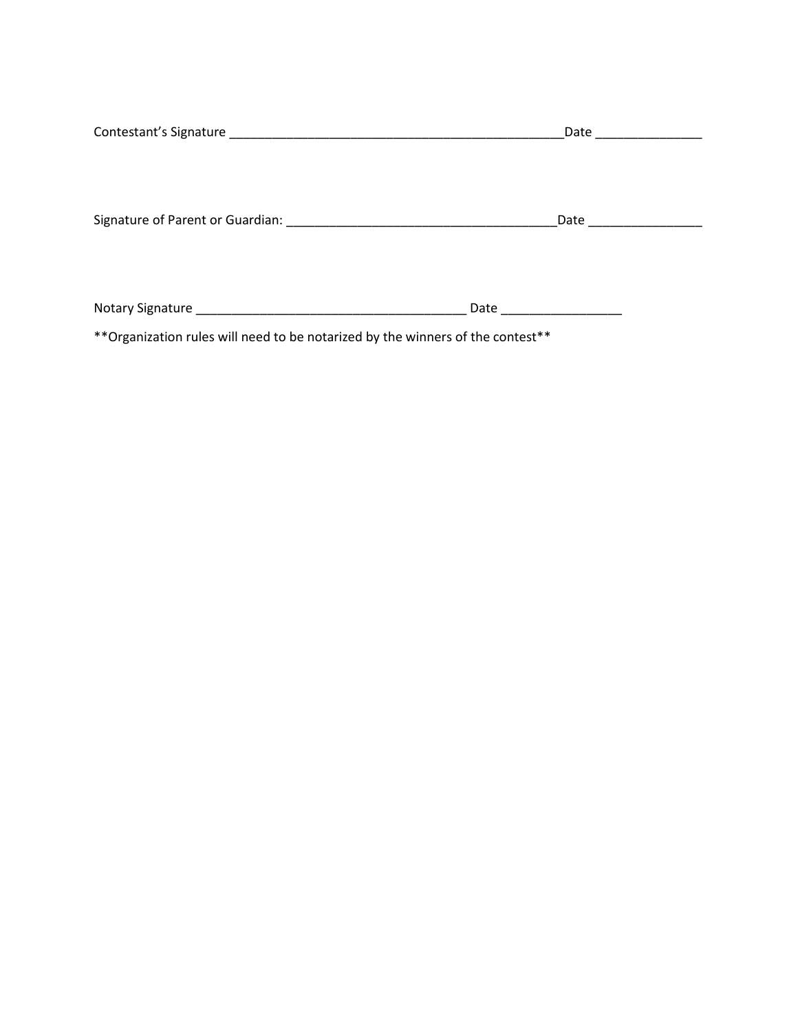Contestant's Signature _________________________________________________Date _______________

Signature of Parent or Guardian: ______________________________________Date ________________

Notary Signature ______________________________________ Date _________________

**Organization rules will need to be notarized by the winners of the contest**